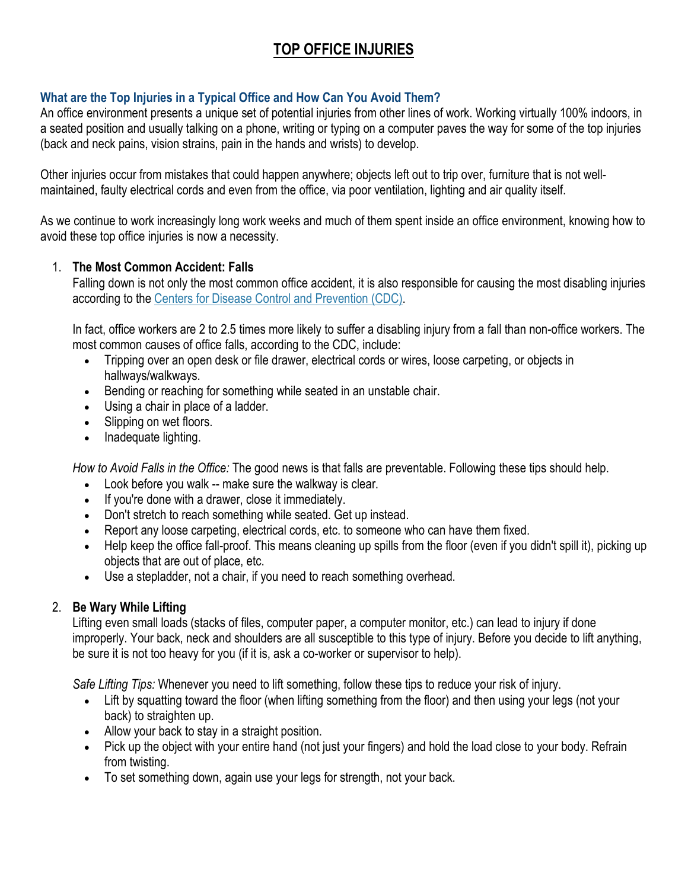# TOP OFFICE INJURIES

## What are the Top Injuries in a Typical Office and How Can You Avoid Them?

An office environment presents a unique set of potential injuries from other lines of work. Working virtually 100% indoors, in a seated position and usually talking on a phone, writing or typing on a computer paves the way for some of the top injuries (back and neck pains, vision strains, pain in the hands and wrists) to develop.

Other injuries occur from mistakes that could happen anywhere; objects left out to trip over, furniture that is not well-maintained, faulty electrical cords and even from the office, via poor ventilation, lighting and air quality itself.

As we continue to work increasingly long work weeks and much of them spent inside an office environment, knowing how to avoid these top office injuries is now a necessity.

1. **The Most Common Accident: Falls**

   Falling down is not only the most common office accident, it is also responsible for causing the most disabling injuries according to the [Centers for Disease Control and Prevention (CDC)](#).

   In fact, office workers are 2 to 2.5 times more likely to suffer a disabling injury from a fall than non-office workers. The most common causes of office falls, according to the CDC, include:

   - Tripping over an open desk or file drawer, electrical cords or wires, loose carpeting, or objects in hallways/walkways.
   - Bending or reaching for something while seated in an unstable chair.
   - Using a chair in place of a ladder.
   - Slipping on wet floors.
   - Inadequate lighting.

   *How to Avoid Falls in the Office:* The good news is that falls are preventable. Following these tips should help.

   - Look before you walk -- make sure the walkway is clear.
   - If you're done with a drawer, close it immediately.
   - Don't stretch to reach something while seated. Get up instead.
   - Report any loose carpeting, electrical cords, etc. to someone who can have them fixed.
   - Help keep the office fall-proof. This means cleaning up spills from the floor (even if you didn't spill it), picking up objects that are out of place, etc.
   - Use a stepladder, not a chair, if you need to reach something overhead.

2. **Be Wary While Lifting**

   Lifting even small loads (stacks of files, computer paper, a computer monitor, etc.) can lead to injury if done improperly. Your back, neck and shoulders are all susceptible to this type of injury. Before you decide to lift anything, be sure it is not too heavy for you (if it is, ask a co-worker or supervisor to help).

   *Safe Lifting Tips:* Whenever you need to lift something, follow these tips to reduce your risk of injury.

   - Lift by squatting toward the floor (when lifting something from the floor) and then using your legs (not your back) to straighten up.
   - Allow your back to stay in a straight position.
   - Pick up the object with your entire hand (not just your fingers) and hold the load close to your body. Refrain from twisting.
   - To set something down, again use your legs for strength, not your back.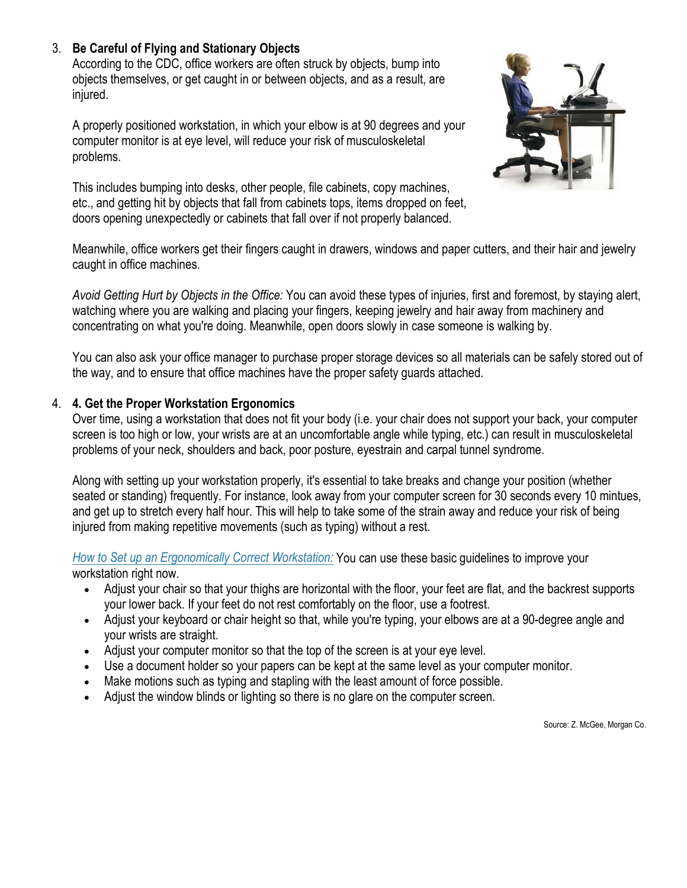3. **Be Careful of Flying and Stationary Objects**
   According to the CDC, office workers are often struck by objects, bump into objects themselves, or get caught in or between objects, and as a result, are injured.

   A properly positioned workstation, in which your elbow is at 90 degrees and your computer monitor is at eye level, will reduce your risk of musculoskeletal problems.

   This includes bumping into desks, other people, file cabinets, copy machines, etc., and getting hit by objects that fall from cabinets tops, items dropped on feet, doors opening unexpectedly or cabinets that fall over if not properly balanced.

   Meanwhile, office workers get their fingers caught in drawers, windows and paper cutters, and their hair and jewelry caught in office machines.

   *Avoid Getting Hurt by Objects in the Office:* You can avoid these types of injuries, first and foremost, by staying alert, watching where you are walking and placing your fingers, keeping jewelry and hair away from machinery and concentrating on what you're doing. Meanwhile, open doors slowly in case someone is walking by.

   You can also ask your office manager to purchase proper storage devices so all materials can be safely stored out of the way, and to ensure that office machines have the proper safety guards attached.

4. **4. Get the Proper Workstation Ergonomics**
   Over time, using a workstation that does not fit your body (i.e. your chair does not support your back, your computer screen is too high or low, your wrists are at an uncomfortable angle while typing, etc.) can result in musculoskeletal problems of your neck, shoulders and back, poor posture, eyestrain and carpal tunnel syndrome.

   Along with setting up your workstation properly, it's essential to take breaks and change your position (whether seated or standing) frequently. For instance, look away from your computer screen for 30 seconds every 10 mintues, and get up to stretch every half hour. This will help to take some of the strain away and reduce your risk of being injured from making repetitive movements (such as typing) without a rest.

   *How to Set up an Ergonomically Correct Workstation:* You can use these basic guidelines to improve your workstation right now.
   - Adjust your chair so that your thighs are horizontal with the floor, your feet are flat, and the backrest supports your lower back. If your feet do not rest comfortably on the floor, use a footrest.
   - Adjust your keyboard or chair height so that, while you're typing, your elbows are at a 90-degree angle and your wrists are straight.
   - Adjust your computer monitor so that the top of the screen is at your eye level.
   - Use a document holder so your papers can be kept at the same level as your computer monitor.
   - Make motions such as typing and stapling with the least amount of force possible.
   - Adjust the window blinds or lighting so there is no glare on the computer screen.

Source: Z. McGee, Morgan Co.